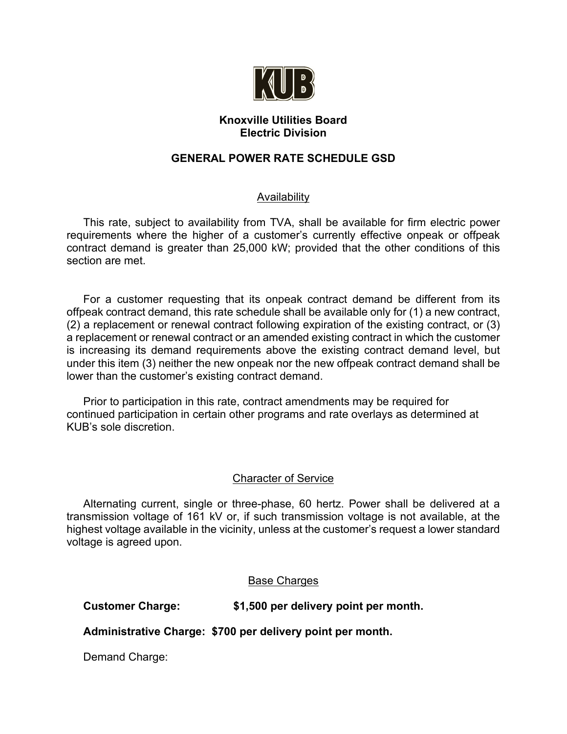**KUB**

**Knoxville Utilities Board**
**Electric Division**

## GENERAL POWER RATE SCHEDULE GSD

### Availability

This rate, subject to availability from TVA, shall be available for firm electric power requirements where the higher of a customer's currently effective onpeak or offpeak contract demand is greater than 25,000 kW; provided that the other conditions of this section are met.

For a customer requesting that its onpeak contract demand be different from its offpeak contract demand, this rate schedule shall be available only for (1) a new contract, (2) a replacement or renewal contract following expiration of the existing contract, or (3) a replacement or renewal contract or an amended existing contract in which the customer is increasing its demand requirements above the existing contract demand level, but under this item (3) neither the new onpeak nor the new offpeak contract demand shall be lower than the customer's existing contract demand.

Prior to participation in this rate, contract amendments may be required for continued participation in certain other programs and rate overlays as determined at KUB's sole discretion.

### Character of Service

Alternating current, single or three-phase, 60 hertz. Power shall be delivered at a transmission voltage of 161 kV or, if such transmission voltage is not available, at the highest voltage available in the vicinity, unless at the customer's request a lower standard voltage is agreed upon.

### Base Charges

**Customer Charge: $1,500 per delivery point per month.**

**Administrative Charge: $700 per delivery point per month.**

Demand Charge: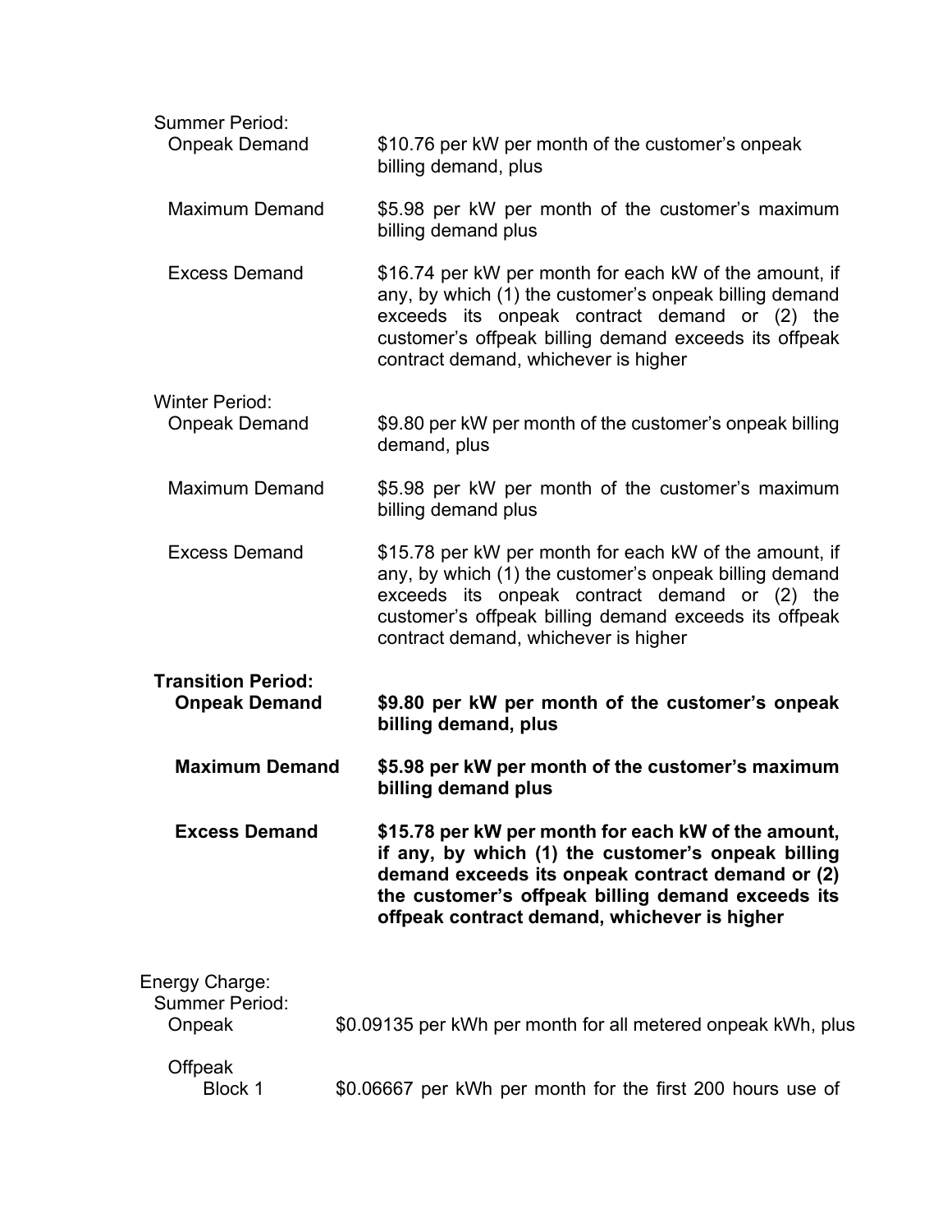Summer Period:

Onpeak Demand — $10.76 per kW per month of the customer's onpeak billing demand, plus

Maximum Demand — $5.98 per kW per month of the customer's maximum billing demand plus

Excess Demand — $16.74 per kW per month for each kW of the amount, if any, by which (1) the customer's onpeak billing demand exceeds its onpeak contract demand or (2) the customer's offpeak billing demand exceeds its offpeak contract demand, whichever is higher

Winter Period:

Onpeak Demand — $9.80 per kW per month of the customer's onpeak billing demand, plus

Maximum Demand — $5.98 per kW per month of the customer's maximum billing demand plus

Excess Demand — $15.78 per kW per month for each kW of the amount, if any, by which (1) the customer's onpeak billing demand exceeds its onpeak contract demand or (2) the customer's offpeak billing demand exceeds its offpeak contract demand, whichever is higher

**Transition Period:**

**Onpeak Demand** — **$9.80 per kW per month of the customer's onpeak billing demand, plus**

**Maximum Demand** — **$5.98 per kW per month of the customer's maximum billing demand plus**

**Excess Demand** — **$15.78 per kW per month for each kW of the amount, if any, by which (1) the customer's onpeak billing demand exceeds its onpeak contract demand or (2) the customer's offpeak billing demand exceeds its offpeak contract demand, whichever is higher**

Energy Charge:

Summer Period:

Onpeak — $0.09135 per kWh per month for all metered onpeak kWh, plus

Offpeak

Block 1 — $0.06667 per kWh per month for the first 200 hours use of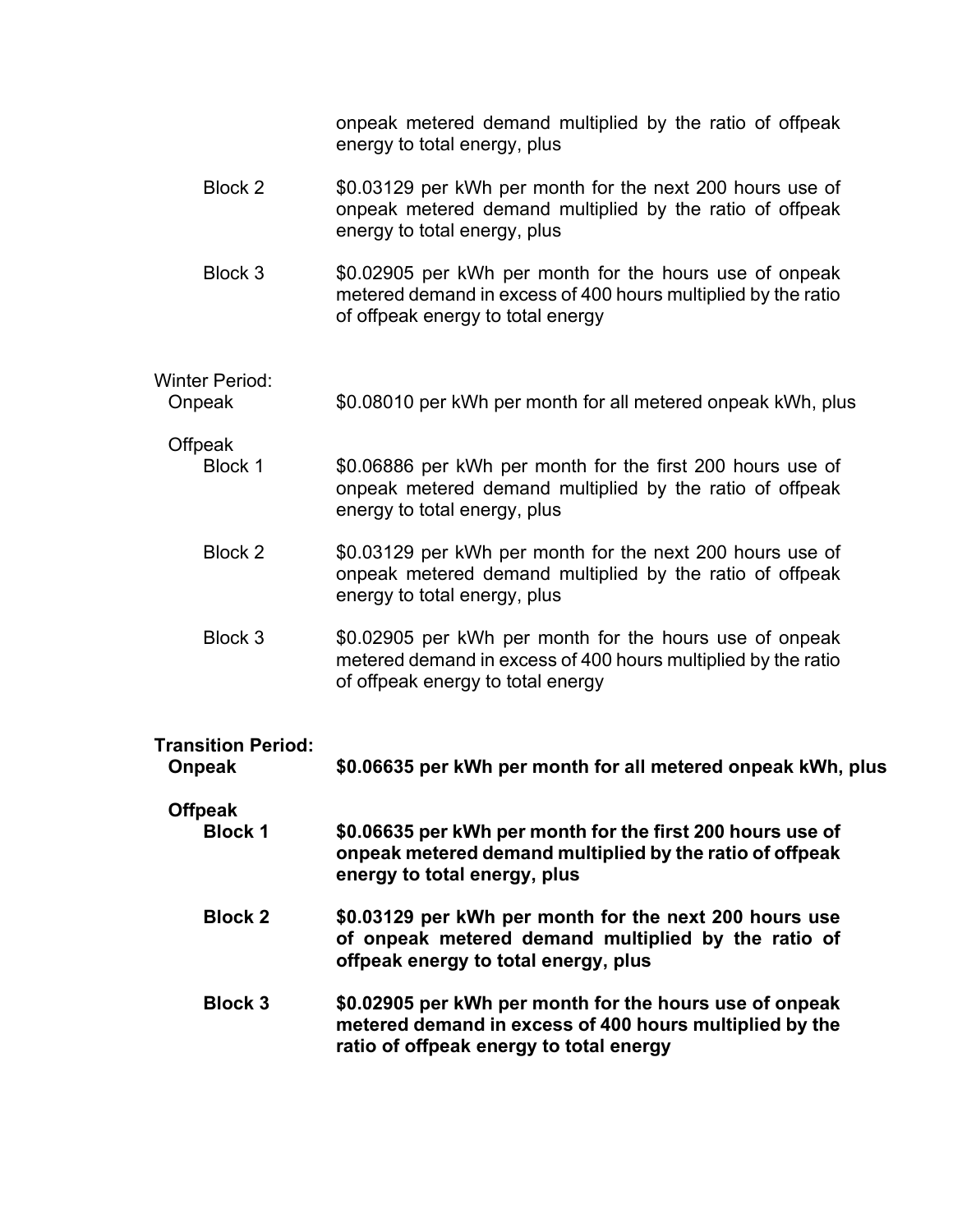onpeak metered demand multiplied by the ratio of offpeak energy to total energy, plus

Block 2 — $0.03129 per kWh per month for the next 200 hours use of onpeak metered demand multiplied by the ratio of offpeak energy to total energy, plus

Block 3 — $0.02905 per kWh per month for the hours use of onpeak metered demand in excess of 400 hours multiplied by the ratio of offpeak energy to total energy

Winter Period:

Onpeak — $0.08010 per kWh per month for all metered onpeak kWh, plus

Offpeak

Block 1 — $0.06886 per kWh per month for the first 200 hours use of onpeak metered demand multiplied by the ratio of offpeak energy to total energy, plus

Block 2 — $0.03129 per kWh per month for the next 200 hours use of onpeak metered demand multiplied by the ratio of offpeak energy to total energy, plus

Block 3 — $0.02905 per kWh per month for the hours use of onpeak metered demand in excess of 400 hours multiplied by the ratio of offpeak energy to total energy

**Transition Period:**

**Onpeak — $0.06635 per kWh per month for all metered onpeak kWh, plus**

**Offpeak**

**Block 1 — $0.06635 per kWh per month for the first 200 hours use of onpeak metered demand multiplied by the ratio of offpeak energy to total energy, plus**

**Block 2 — $0.03129 per kWh per month for the next 200 hours use of onpeak metered demand multiplied by the ratio of offpeak energy to total energy, plus**

**Block 3 — $0.02905 per kWh per month for the hours use of onpeak metered demand in excess of 400 hours multiplied by the ratio of offpeak energy to total energy**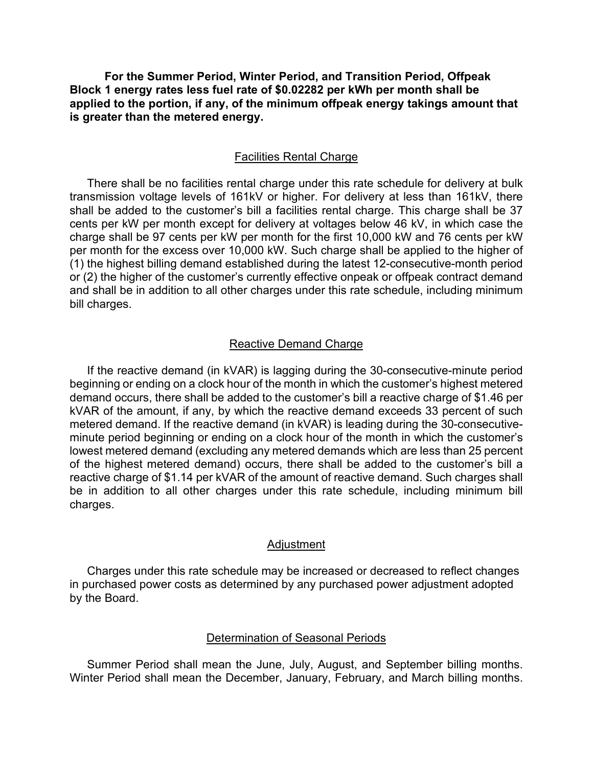**For the Summer Period, Winter Period, and Transition Period, Offpeak Block 1 energy rates less fuel rate of $0.02282 per kWh per month shall be applied to the portion, if any, of the minimum offpeak energy takings amount that is greater than the metered energy.**

## Facilities Rental Charge

There shall be no facilities rental charge under this rate schedule for delivery at bulk transmission voltage levels of 161kV or higher. For delivery at less than 161kV, there shall be added to the customer's bill a facilities rental charge. This charge shall be 37 cents per kW per month except for delivery at voltages below 46 kV, in which case the charge shall be 97 cents per kW per month for the first 10,000 kW and 76 cents per kW per month for the excess over 10,000 kW. Such charge shall be applied to the higher of (1) the highest billing demand established during the latest 12-consecutive-month period or (2) the higher of the customer's currently effective onpeak or offpeak contract demand and shall be in addition to all other charges under this rate schedule, including minimum bill charges.

## Reactive Demand Charge

If the reactive demand (in kVAR) is lagging during the 30-consecutive-minute period beginning or ending on a clock hour of the month in which the customer's highest metered demand occurs, there shall be added to the customer's bill a reactive charge of $1.46 per kVAR of the amount, if any, by which the reactive demand exceeds 33 percent of such metered demand. If the reactive demand (in kVAR) is leading during the 30-consecutive-minute period beginning or ending on a clock hour of the month in which the customer's lowest metered demand (excluding any metered demands which are less than 25 percent of the highest metered demand) occurs, there shall be added to the customer's bill a reactive charge of $1.14 per kVAR of the amount of reactive demand. Such charges shall be in addition to all other charges under this rate schedule, including minimum bill charges.

## Adjustment

Charges under this rate schedule may be increased or decreased to reflect changes in purchased power costs as determined by any purchased power adjustment adopted by the Board.

## Determination of Seasonal Periods

Summer Period shall mean the June, July, August, and September billing months. Winter Period shall mean the December, January, February, and March billing months.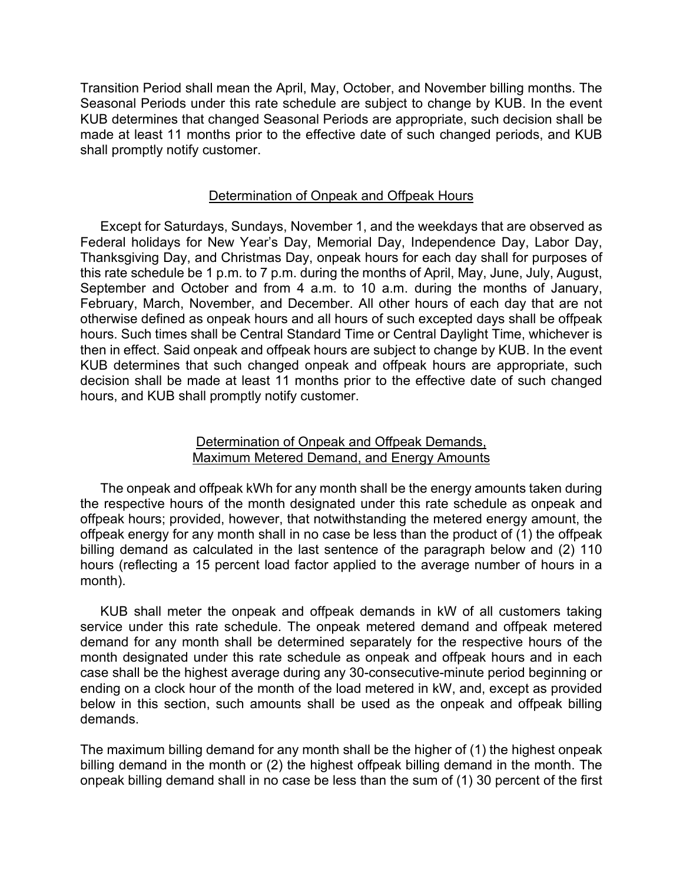Transition Period shall mean the April, May, October, and November billing months. The Seasonal Periods under this rate schedule are subject to change by KUB. In the event KUB determines that changed Seasonal Periods are appropriate, such decision shall be made at least 11 months prior to the effective date of such changed periods, and KUB shall promptly notify customer.

## Determination of Onpeak and Offpeak Hours

Except for Saturdays, Sundays, November 1, and the weekdays that are observed as Federal holidays for New Year's Day, Memorial Day, Independence Day, Labor Day, Thanksgiving Day, and Christmas Day, onpeak hours for each day shall for purposes of this rate schedule be 1 p.m. to 7 p.m. during the months of April, May, June, July, August, September and October and from 4 a.m. to 10 a.m. during the months of January, February, March, November, and December. All other hours of each day that are not otherwise defined as onpeak hours and all hours of such excepted days shall be offpeak hours. Such times shall be Central Standard Time or Central Daylight Time, whichever is then in effect. Said onpeak and offpeak hours are subject to change by KUB. In the event KUB determines that such changed onpeak and offpeak hours are appropriate, such decision shall be made at least 11 months prior to the effective date of such changed hours, and KUB shall promptly notify customer.

## Determination of Onpeak and Offpeak Demands, Maximum Metered Demand, and Energy Amounts

The onpeak and offpeak kWh for any month shall be the energy amounts taken during the respective hours of the month designated under this rate schedule as onpeak and offpeak hours; provided, however, that notwithstanding the metered energy amount, the offpeak energy for any month shall in no case be less than the product of (1) the offpeak billing demand as calculated in the last sentence of the paragraph below and (2) 110 hours (reflecting a 15 percent load factor applied to the average number of hours in a month).

KUB shall meter the onpeak and offpeak demands in kW of all customers taking service under this rate schedule. The onpeak metered demand and offpeak metered demand for any month shall be determined separately for the respective hours of the month designated under this rate schedule as onpeak and offpeak hours and in each case shall be the highest average during any 30-consecutive-minute period beginning or ending on a clock hour of the month of the load metered in kW, and, except as provided below in this section, such amounts shall be used as the onpeak and offpeak billing demands.

The maximum billing demand for any month shall be the higher of (1) the highest onpeak billing demand in the month or (2) the highest offpeak billing demand in the month. The onpeak billing demand shall in no case be less than the sum of (1) 30 percent of the first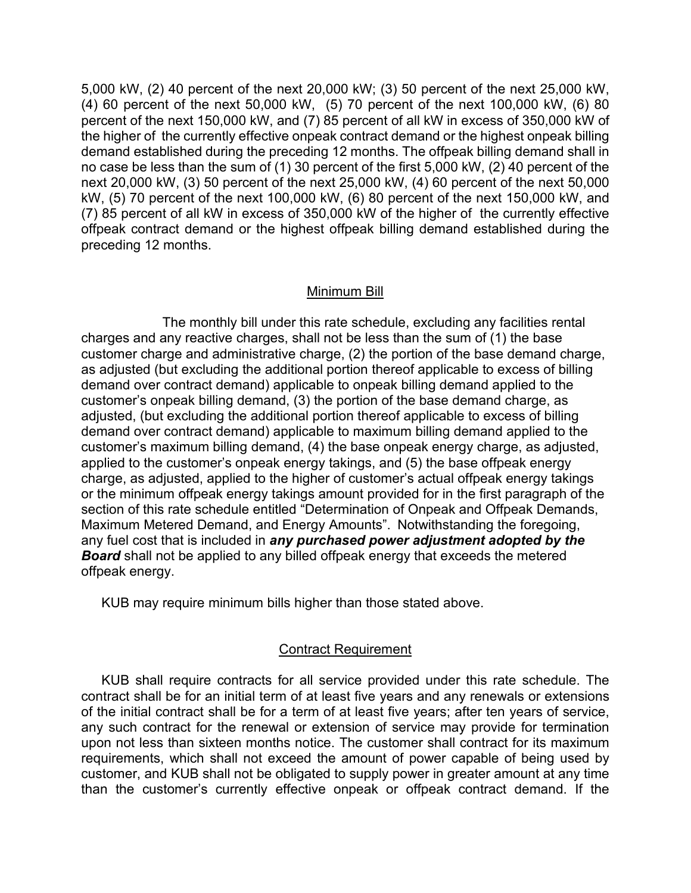5,000 kW, (2) 40 percent of the next 20,000 kW; (3) 50 percent of the next 25,000 kW, (4) 60 percent of the next 50,000 kW, (5) 70 percent of the next 100,000 kW, (6) 80 percent of the next 150,000 kW, and (7) 85 percent of all kW in excess of 350,000 kW of the higher of the currently effective onpeak contract demand or the highest onpeak billing demand established during the preceding 12 months. The offpeak billing demand shall in no case be less than the sum of (1) 30 percent of the first 5,000 kW, (2) 40 percent of the next 20,000 kW, (3) 50 percent of the next 25,000 kW, (4) 60 percent of the next 50,000 kW, (5) 70 percent of the next 100,000 kW, (6) 80 percent of the next 150,000 kW, and (7) 85 percent of all kW in excess of 350,000 kW of the higher of the currently effective offpeak contract demand or the highest offpeak billing demand established during the preceding 12 months.

## Minimum Bill

The monthly bill under this rate schedule, excluding any facilities rental charges and any reactive charges, shall not be less than the sum of (1) the base customer charge and administrative charge, (2) the portion of the base demand charge, as adjusted (but excluding the additional portion thereof applicable to excess of billing demand over contract demand) applicable to onpeak billing demand applied to the customer's onpeak billing demand, (3) the portion of the base demand charge, as adjusted, (but excluding the additional portion thereof applicable to excess of billing demand over contract demand) applicable to maximum billing demand applied to the customer's maximum billing demand, (4) the base onpeak energy charge, as adjusted, applied to the customer's onpeak energy takings, and (5) the base offpeak energy charge, as adjusted, applied to the higher of customer's actual offpeak energy takings or the minimum offpeak energy takings amount provided for in the first paragraph of the section of this rate schedule entitled "Determination of Onpeak and Offpeak Demands, Maximum Metered Demand, and Energy Amounts". Notwithstanding the foregoing, any fuel cost that is included in ***any purchased power adjustment adopted by the Board*** shall not be applied to any billed offpeak energy that exceeds the metered offpeak energy.

KUB may require minimum bills higher than those stated above.

## Contract Requirement

KUB shall require contracts for all service provided under this rate schedule. The contract shall be for an initial term of at least five years and any renewals or extensions of the initial contract shall be for a term of at least five years; after ten years of service, any such contract for the renewal or extension of service may provide for termination upon not less than sixteen months notice. The customer shall contract for its maximum requirements, which shall not exceed the amount of power capable of being used by customer, and KUB shall not be obligated to supply power in greater amount at any time than the customer's currently effective onpeak or offpeak contract demand. If the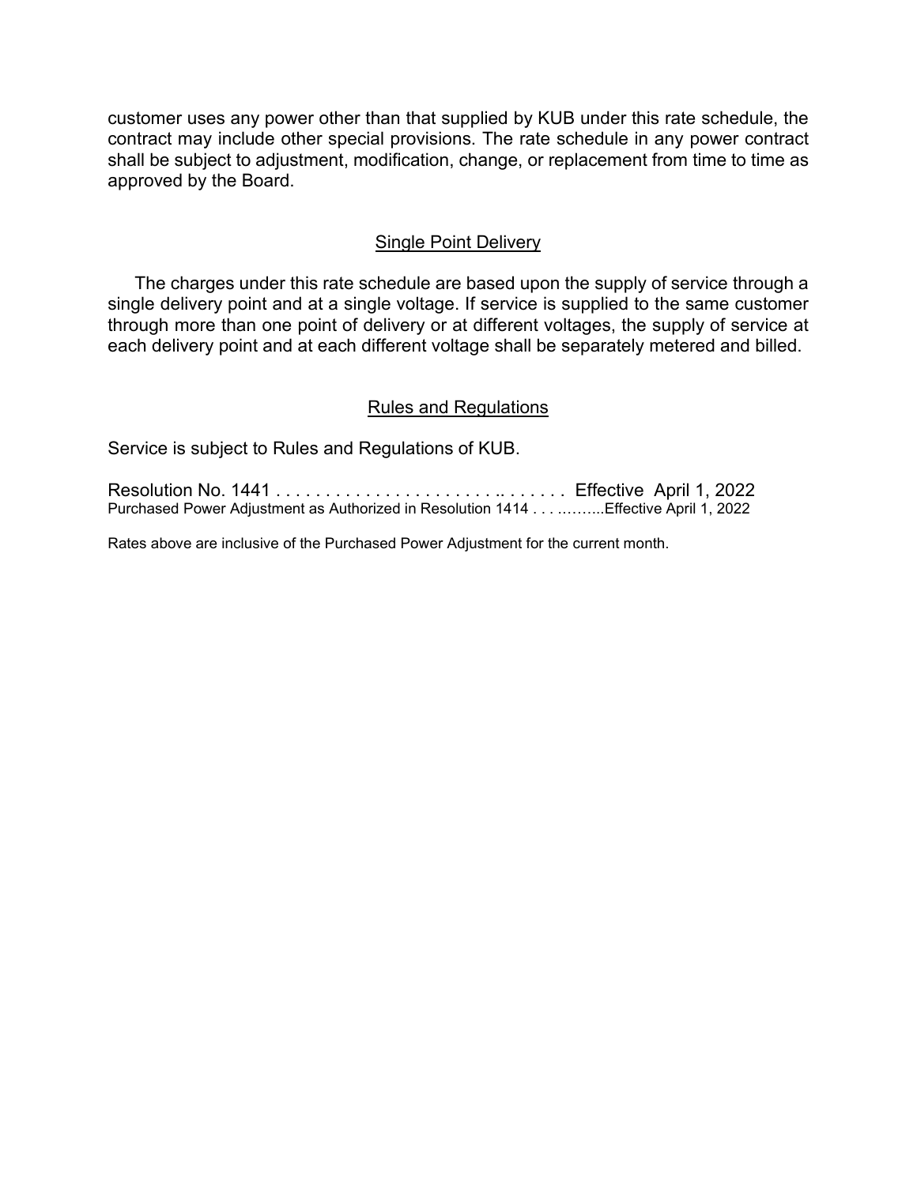customer uses any power other than that supplied by KUB under this rate schedule, the contract may include other special provisions. The rate schedule in any power contract shall be subject to adjustment, modification, change, or replacement from time to time as approved by the Board.

## Single Point Delivery

The charges under this rate schedule are based upon the supply of service through a single delivery point and at a single voltage. If service is supplied to the same customer through more than one point of delivery or at different voltages, the supply of service at each delivery point and at each different voltage shall be separately metered and billed.

## Rules and Regulations

Service is subject to Rules and Regulations of KUB.

Resolution No. 1441 . . . . . . . . . . . . . . . . . . . . . . . . .. . . . . . . Effective April 1, 2022
Purchased Power Adjustment as Authorized in Resolution 1414 . . . ..……...Effective April 1, 2022

Rates above are inclusive of the Purchased Power Adjustment for the current month.